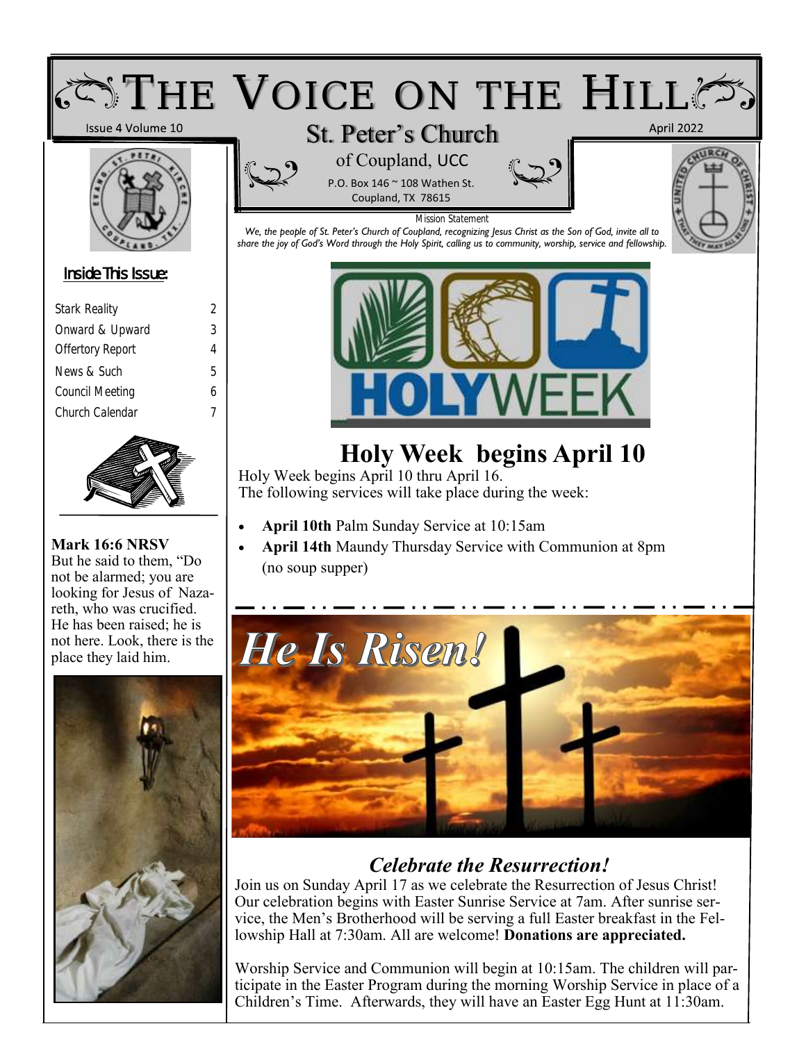# THE VOICE ON THE HILL

Issue 4 Volume 10

## St. Peter's Church

of Coupland, UCC

P.O. Box 146 ~ 108 Wathen St.
Coupland, TX 78615

April 2022

Mission Statement

*We, the people of St. Peter's Church of Coupland, recognizing Jesus Christ as the Son of God, invite all to share the joy of God's Word through the Holy Spirit, calling us to community, worship, service and fellowship.*

### Inside This Issue:

| | |
|---|---|
| Stark Reality | 2 |
| Onward & Upward | 3 |
| Offertory Report | 4 |
| News & Such | 5 |
| Council Meeting | 6 |
| Church Calendar | 7 |

**Mark 16:6 NRSV**
But he said to them, "Do not be alarmed; you are looking for Jesus of Nazareth, who was crucified. He has been raised; he is not here. Look, there is the place they laid him.

## Holy Week begins April 10

Holy Week begins April 10 thru April 16.
The following services will take place during the week:

- **April 10th** Palm Sunday Service at 10:15am
- **April 14th** Maundy Thursday Service with Communion at 8pm (no soup supper)

## *He Is Risen!*

### *Celebrate the Resurrection!*

Join us on Sunday April 17 as we celebrate the Resurrection of Jesus Christ! Our celebration begins with Easter Sunrise Service at 7am. After sunrise service, the Men's Brotherhood will be serving a full Easter breakfast in the Fellowship Hall at 7:30am. All are welcome! **Donations are appreciated.**

Worship Service and Communion will begin at 10:15am. The children will participate in the Easter Program during the morning Worship Service in place of a Children's Time. Afterwards, they will have an Easter Egg Hunt at 11:30am.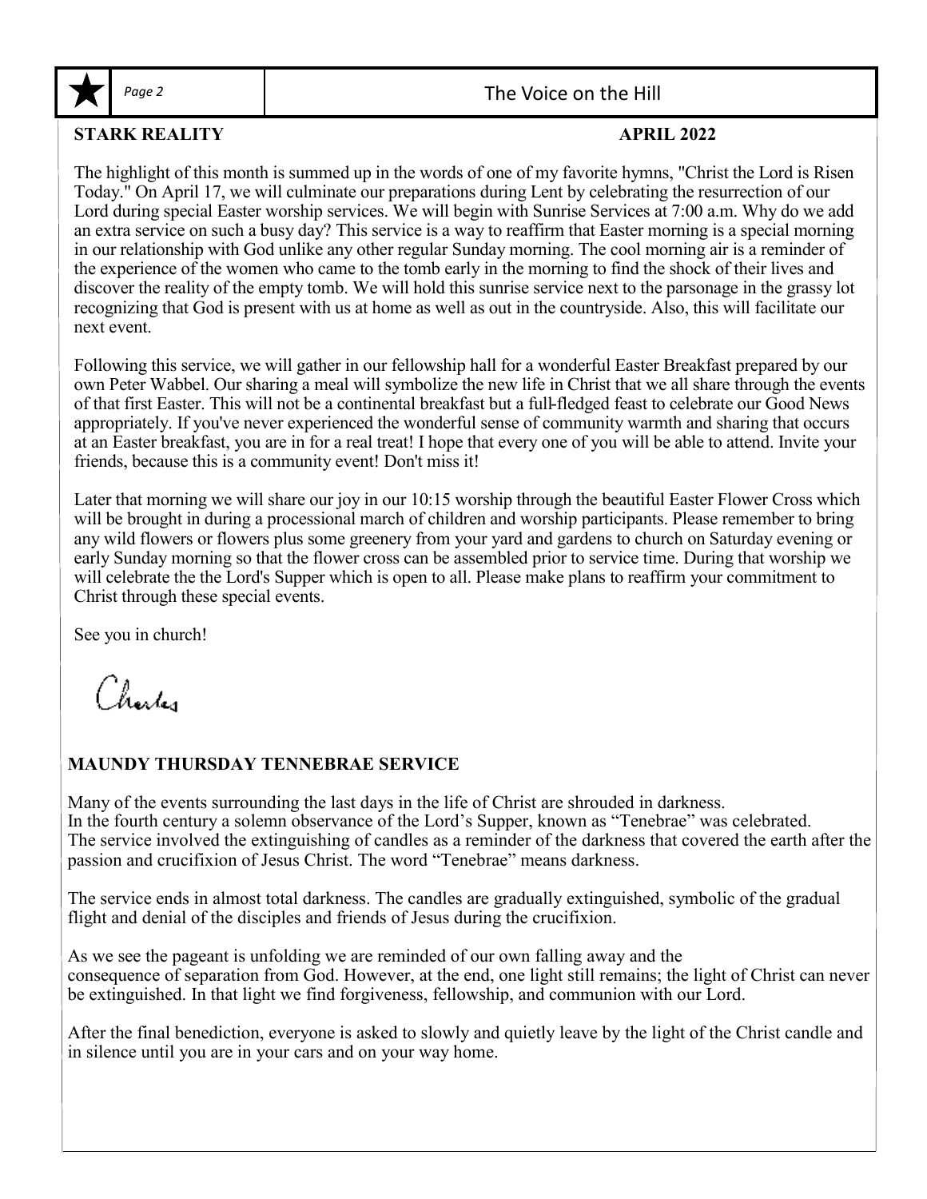## STARK REALITY

**APRIL 2022**

The highlight of this month is summed up in the words of one of my favorite hymns, "Christ the Lord is Risen Today." On April 17, we will culminate our preparations during Lent by celebrating the resurrection of our Lord during special Easter worship services. We will begin with Sunrise Services at 7:00 a.m. Why do we add an extra service on such a busy day? This service is a way to reaffirm that Easter morning is a special morning in our relationship with God unlike any other regular Sunday morning. The cool morning air is a reminder of the experience of the women who came to the tomb early in the morning to find the shock of their lives and discover the reality of the empty tomb. We will hold this sunrise service next to the parsonage in the grassy lot recognizing that God is present with us at home as well as out in the countryside. Also, this will facilitate our next event.

Following this service, we will gather in our fellowship hall for a wonderful Easter Breakfast prepared by our own Peter Wabbel. Our sharing a meal will symbolize the new life in Christ that we all share through the events of that first Easter. This will not be a continental breakfast but a full-fledged feast to celebrate our Good News appropriately. If you've never experienced the wonderful sense of community warmth and sharing that occurs at an Easter breakfast, you are in for a real treat! I hope that every one of you will be able to attend. Invite your friends, because this is a community event! Don't miss it!

Later that morning we will share our joy in our 10:15 worship through the beautiful Easter Flower Cross which will be brought in during a processional march of children and worship participants. Please remember to bring any wild flowers or flowers plus some greenery from your yard and gardens to church on Saturday evening or early Sunday morning so that the flower cross can be assembled prior to service time. During that worship we will celebrate the the Lord's Supper which is open to all. Please make plans to reaffirm your commitment to Christ through these special events.

See you in church!

Charles

## MAUNDY THURSDAY TENNEBRAE SERVICE

Many of the events surrounding the last days in the life of Christ are shrouded in darkness. In the fourth century a solemn observance of the Lord's Supper, known as "Tenebrae" was celebrated. The service involved the extinguishing of candles as a reminder of the darkness that covered the earth after the passion and crucifixion of Jesus Christ. The word "Tenebrae" means darkness.

The service ends in almost total darkness. The candles are gradually extinguished, symbolic of the gradual flight and denial of the disciples and friends of Jesus during the crucifixion.

As we see the pageant is unfolding we are reminded of our own falling away and the consequence of separation from God. However, at the end, one light still remains; the light of Christ can never be extinguished. In that light we find forgiveness, fellowship, and communion with our Lord.

After the final benediction, everyone is asked to slowly and quietly leave by the light of the Christ candle and in silence until you are in your cars and on your way home.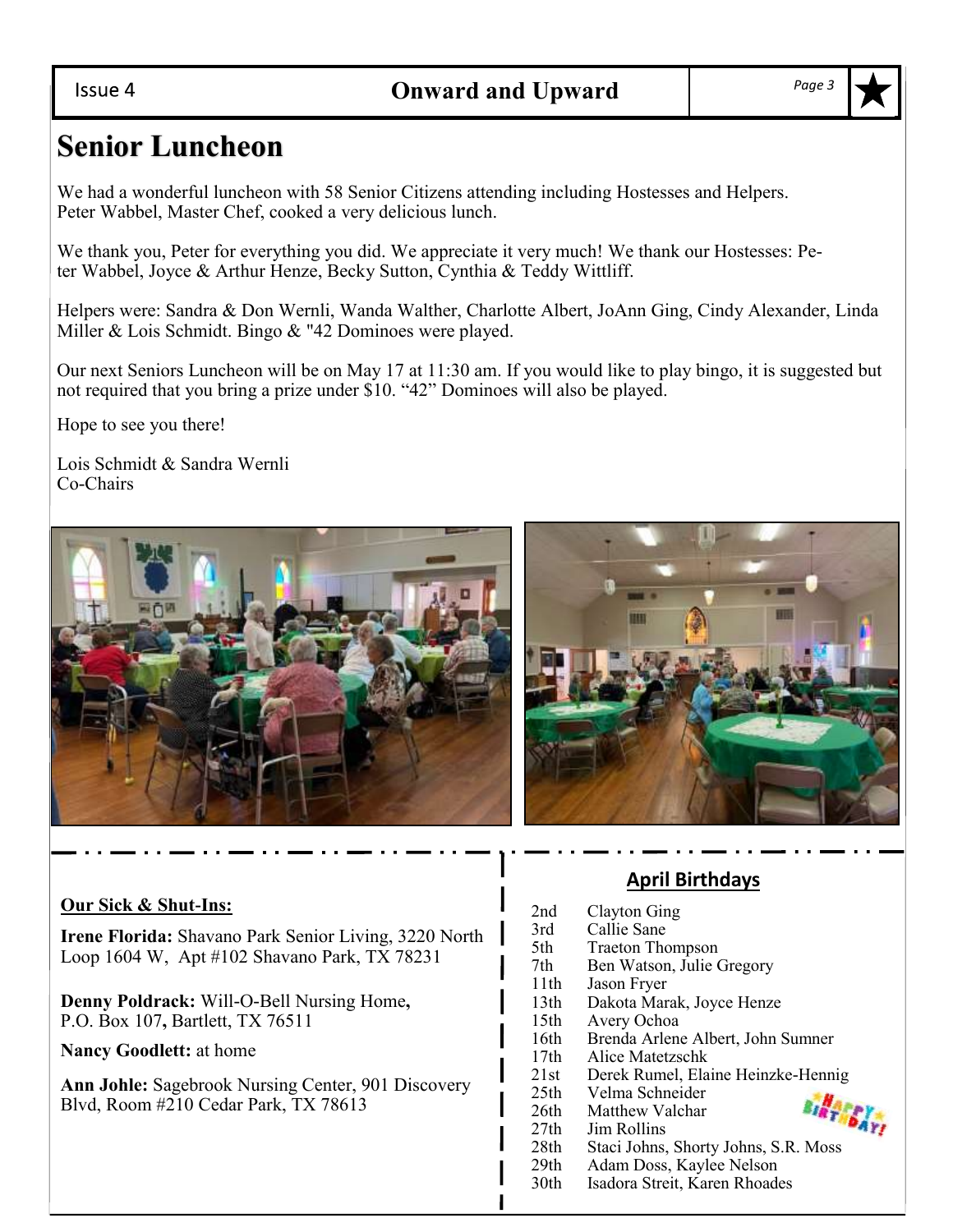# Senior Luncheon

We had a wonderful luncheon with 58 Senior Citizens attending including Hostesses and Helpers. Peter Wabbel, Master Chef, cooked a very delicious lunch.

We thank you, Peter for everything you did. We appreciate it very much! We thank our Hostesses: Peter Wabbel, Joyce & Arthur Henze, Becky Sutton, Cynthia & Teddy Wittliff.

Helpers were: Sandra & Don Wernli, Wanda Walther, Charlotte Albert, JoAnn Ging, Cindy Alexander, Linda Miller & Lois Schmidt. Bingo & "42 Dominoes were played.

Our next Seniors Luncheon will be on May 17 at 11:30 am. If you would like to play bingo, it is suggested but not required that you bring a prize under $10. "42" Dominoes will also be played.

Hope to see you there!

Lois Schmidt & Sandra Wernli
Co-Chairs

**Our Sick & Shut-Ins:**

**Irene Florida:** Shavano Park Senior Living, 3220 North Loop 1604 W, Apt #102 Shavano Park, TX 78231

**Denny Poldrack:** Will-O-Bell Nursing Home**,** P.O. Box 107**,** Bartlett, TX 76511

**Nancy Goodlett:** at home

**Ann Johle:** Sagebrook Nursing Center, 901 Discovery Blvd, Room #210 Cedar Park, TX 78613

## April Birthdays

| | |
|---|---|
| 2nd | Clayton Ging |
| 3rd | Callie Sane |
| 5th | Traeton Thompson |
| 7th | Ben Watson, Julie Gregory |
| 11th | Jason Fryer |
| 13th | Dakota Marak, Joyce Henze |
| 15th | Avery Ochoa |
| 16th | Brenda Arlene Albert, John Sumner |
| 17th | Alice Matetzschk |
| 21st | Derek Rumel, Elaine Heinzke-Hennig |
| 25th | Velma Schneider |
| 26th | Matthew Valchar |
| 27th | Jim Rollins |
| 28th | Staci Johns, Shorty Johns, S.R. Moss |
| 29th | Adam Doss, Kaylee Nelson |
| 30th | Isadora Streit, Karen Rhoades |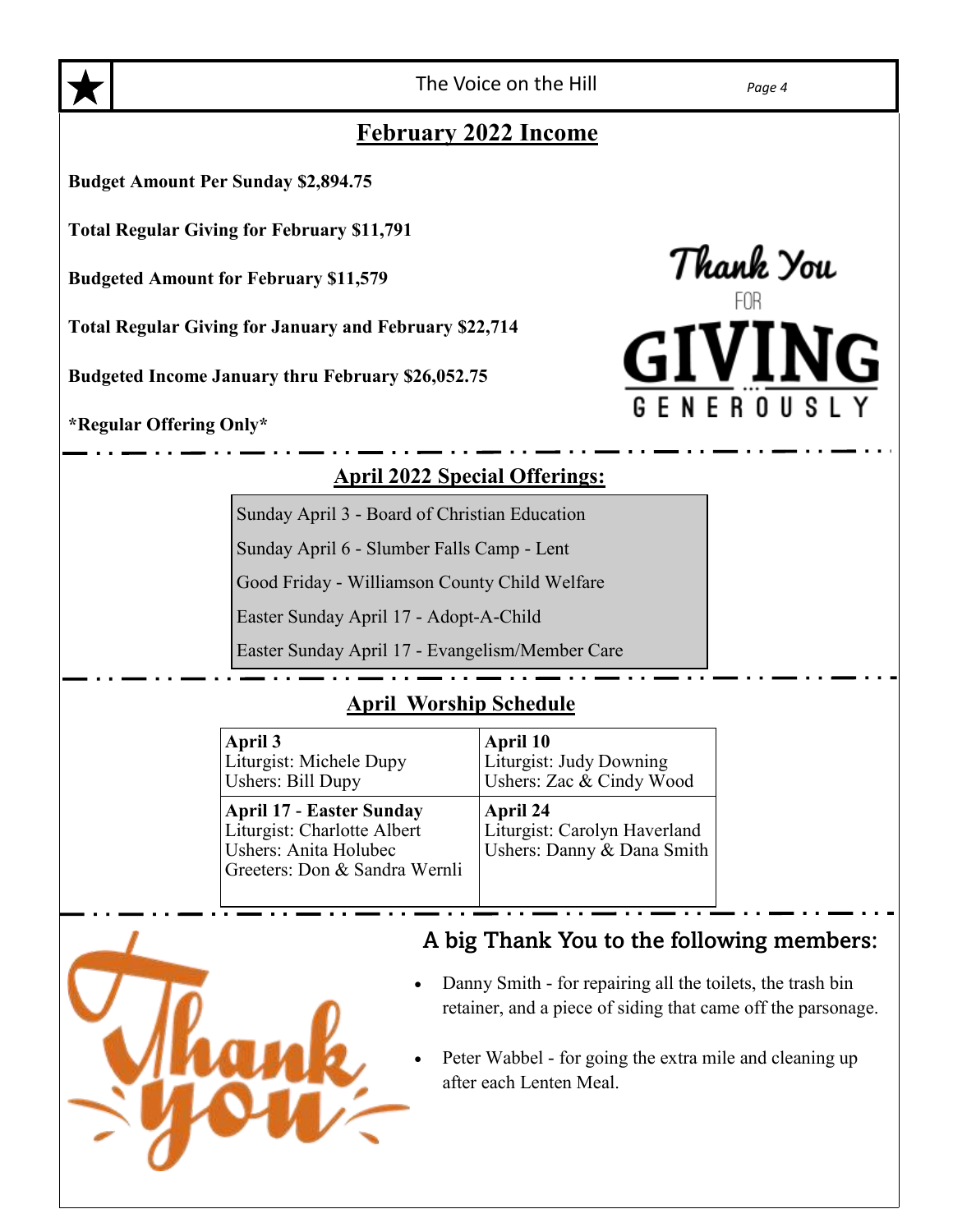## February 2022 Income

**Budget Amount Per Sunday $2,894.75**

**Total Regular Giving for February $11,791**

**Budgeted Amount for February $11,579**

**Total Regular Giving for January and February $22,714**

**Budgeted Income January thru February $26,052.75**

***Regular Offering Only***

Thank You FOR GIVING GENEROUSLY

## April 2022 Special Offerings:

Sunday April 3 - Board of Christian Education

Sunday April 6 - Slumber Falls Camp - Lent

Good Friday - Williamson County Child Welfare

Easter Sunday April 17 - Adopt-A-Child

Easter Sunday April 17 - Evangelism/Member Care

## April Worship Schedule

| | |
|---|---|
| **April 3**<br>Liturgist: Michele Dupy<br>Ushers: Bill Dupy | **April 10**<br>Liturgist: Judy Downing<br>Ushers: Zac & Cindy Wood |
| **April 17 - Easter Sunday**<br>Liturgist: Charlotte Albert<br>Ushers: Anita Holubec<br>Greeters: Don & Sandra Wernli | **April 24**<br>Liturgist: Carolyn Haverland<br>Ushers: Danny & Dana Smith |

Thank you

## A big Thank You to the following members:

- Danny Smith - for repairing all the toilets, the trash bin retainer, and a piece of siding that came off the parsonage.
- Peter Wabbel - for going the extra mile and cleaning up after each Lenten Meal.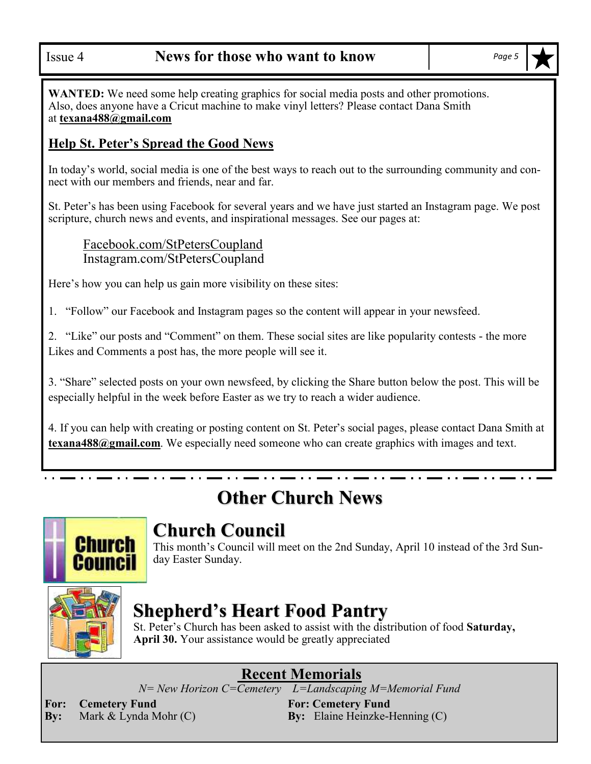**WANTED:** We need some help creating graphics for social media posts and other promotions. Also, does anyone have a Cricut machine to make vinyl letters? Please contact Dana Smith at **texana488@gmail.com**

## Help St. Peter's Spread the Good News

In today's world, social media is one of the best ways to reach out to the surrounding community and connect with our members and friends, near and far.

St. Peter's has been using Facebook for several years and we have just started an Instagram page. We post scripture, church news and events, and inspirational messages. See our pages at:

Facebook.com/StPetersCoupland
Instagram.com/StPetersCoupland

Here's how you can help us gain more visibility on these sites:

1. "Follow" our Facebook and Instagram pages so the content will appear in your newsfeed.

2. "Like" our posts and "Comment" on them. These social sites are like popularity contests - the more Likes and Comments a post has, the more people will see it.

3. "Share" selected posts on your own newsfeed, by clicking the Share button below the post. This will be especially helpful in the week before Easter as we try to reach a wider audience.

4. If you can help with creating or posting content on St. Peter's social pages, please contact Dana Smith at **texana488@gmail.com**. We especially need someone who can create graphics with images and text.

# Other Church News

## Church Council

This month's Council will meet on the 2nd Sunday, April 10 instead of the 3rd Sunday Easter Sunday.

## Shepherd's Heart Food Pantry

St. Peter's Church has been asked to assist with the distribution of food **Saturday, April 30.** Your assistance would be greatly appreciated

## Recent Memorials

*N= New Horizon C=Cemetery L=Landscaping M=Memorial Fund*

**For: Cemetery Fund**
**By:** Mark & Lynda Mohr (C)

**For: Cemetery Fund**
**By:** Elaine Heinzke-Henning (C)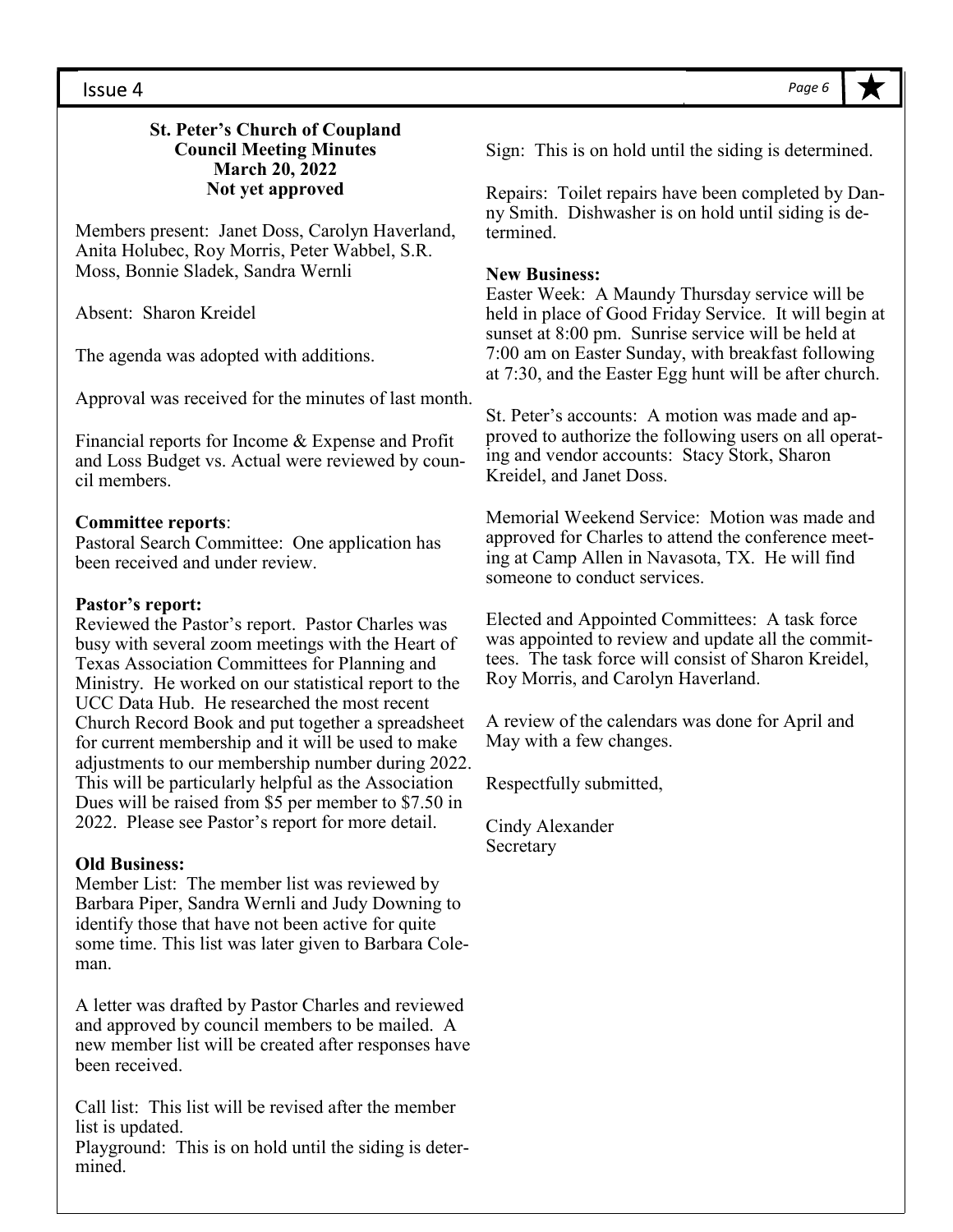**St. Peter's Church of Coupland**
**Council Meeting Minutes**
**March 20, 2022**
**Not yet approved**

Members present: Janet Doss, Carolyn Haverland, Anita Holubec, Roy Morris, Peter Wabbel, S.R. Moss, Bonnie Sladek, Sandra Wernli

Absent: Sharon Kreidel

The agenda was adopted with additions.

Approval was received for the minutes of last month.

Financial reports for Income & Expense and Profit and Loss Budget vs. Actual were reviewed by council members.

**Committee reports**:
Pastoral Search Committee: One application has been received and under review.

**Pastor's report:**
Reviewed the Pastor's report. Pastor Charles was busy with several zoom meetings with the Heart of Texas Association Committees for Planning and Ministry. He worked on our statistical report to the UCC Data Hub. He researched the most recent Church Record Book and put together a spreadsheet for current membership and it will be used to make adjustments to our membership number during 2022. This will be particularly helpful as the Association Dues will be raised from $5 per member to $7.50 in 2022. Please see Pastor's report for more detail.

**Old Business:**
Member List: The member list was reviewed by Barbara Piper, Sandra Wernli and Judy Downing to identify those that have not been active for quite some time. This list was later given to Barbara Coleman.

A letter was drafted by Pastor Charles and reviewed and approved by council members to be mailed. A new member list will be created after responses have been received.

Call list: This list will be revised after the member list is updated.
Playground: This is on hold until the siding is determined.

Sign: This is on hold until the siding is determined.

Repairs: Toilet repairs have been completed by Danny Smith. Dishwasher is on hold until siding is determined.

**New Business:**
Easter Week: A Maundy Thursday service will be held in place of Good Friday Service. It will begin at sunset at 8:00 pm. Sunrise service will be held at 7:00 am on Easter Sunday, with breakfast following at 7:30, and the Easter Egg hunt will be after church.

St. Peter's accounts: A motion was made and approved to authorize the following users on all operating and vendor accounts: Stacy Stork, Sharon Kreidel, and Janet Doss.

Memorial Weekend Service: Motion was made and approved for Charles to attend the conference meeting at Camp Allen in Navasota, TX. He will find someone to conduct services.

Elected and Appointed Committees: A task force was appointed to review and update all the committees. The task force will consist of Sharon Kreidel, Roy Morris, and Carolyn Haverland.

A review of the calendars was done for April and May with a few changes.

Respectfully submitted,

Cindy Alexander
Secretary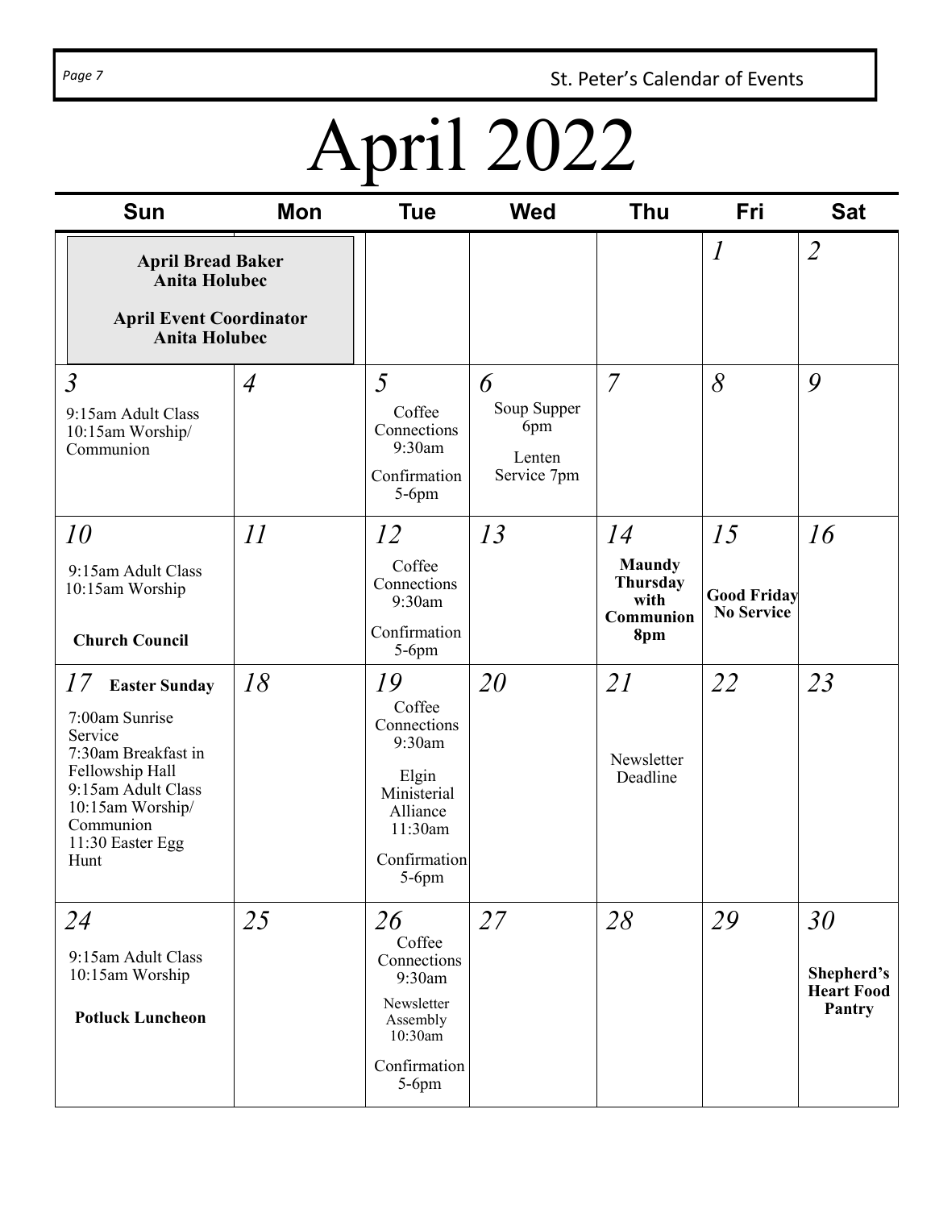# April 2022

| Sun | Mon | Tue | Wed | Thu | Fri | Sat |
|---|---|---|---|---|---|---|
| **April Bread Baker** **Anita Holubec** **April Event Coordinator** **Anita Holubec** | | | | | *1* | *2* |
| *3* 9:15am Adult Class 10:15am Worship/ Communion | *4* | *5* Coffee Connections 9:30am Confirmation 5-6pm | *6* Soup Supper 6pm Lenten Service 7pm | *7* | *8* | *9* |
| *10* 9:15am Adult Class 10:15am Worship **Church Council** | *11* | *12* Coffee Connections 9:30am Confirmation 5-6pm | *13* | *14* **Maundy Thursday with Communion 8pm** | *15* **Good Friday No Service** | *16* |
| *17* **Easter Sunday** 7:00am Sunrise Service 7:30am Breakfast in Fellowship Hall 9:15am Adult Class 10:15am Worship/ Communion 11:30 Easter Egg Hunt | *18* | *19* Coffee Connections 9:30am Elgin Ministerial Alliance 11:30am Confirmation 5-6pm | *20* | *21* Newsletter Deadline | *22* | *23* |
| *24* 9:15am Adult Class 10:15am Worship **Potluck Luncheon** | *25* | *26* Coffee Connections 9:30am Newsletter Assembly 10:30am Confirmation 5-6pm | *27* | *28* | *29* | *30* **Shepherd's Heart Food Pantry** |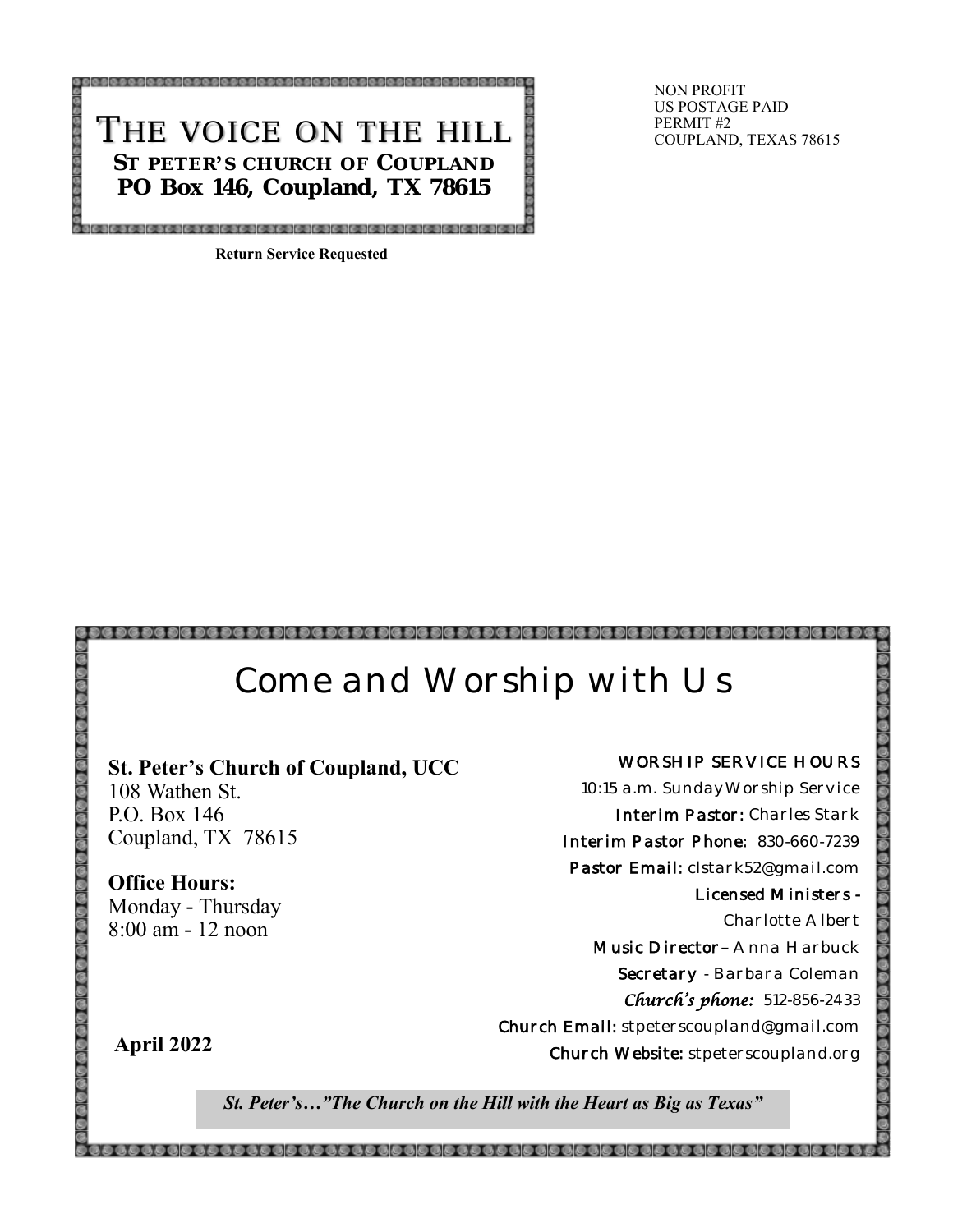# THE VOICE ON THE HILL

**ST PETER'S CHURCH OF COUPLAND**
**PO Box 146, Coupland, TX 78615**

**Return Service Requested**

NON PROFIT
US POSTAGE PAID
PERMIT #2
COUPLAND, TEXAS 78615

## Come and Worship with Us

**St. Peter's Church of Coupland, UCC**
108 Wathen St.
P.O. Box 146
Coupland, TX 78615

**Office Hours:**
Monday - Thursday
8:00 am - 12 noon

**April 2022**

WORSHIP SERVICE HOURS
10:15 a.m. Sunday Worship Service
Interim Pastor: Charles Stark
Interim Pastor Phone: 830-660-7239
Pastor Email: clstark52@gmail.com
Licensed Ministers -
Charlotte Albert
Music Director – Anna Harbuck
Secretary - Barbara Coleman
*Church's phone:* 512-856-2433
Church Email: stpeterscoupland@gmail.com
Church Website: stpeterscoupland.org

***St. Peter's…"The Church on the Hill with the Heart as Big as Texas"***